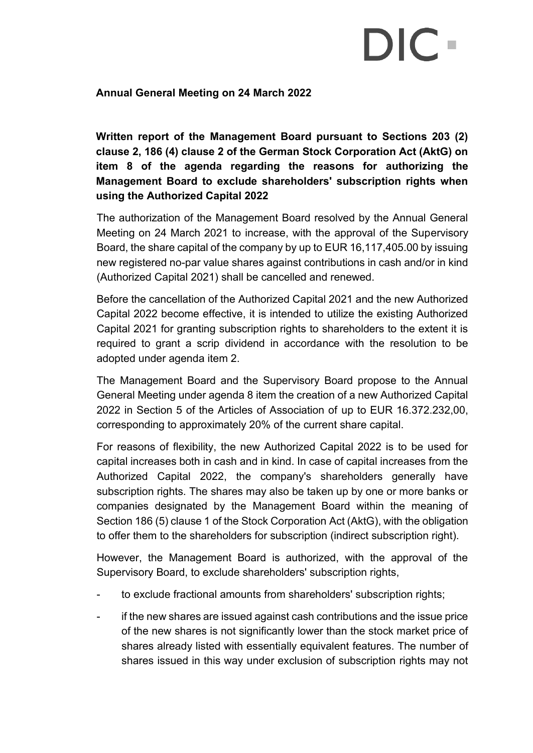DIC

**Annual General Meeting on 24 March 2022**

**Written report of the Management Board pursuant to Sections 203 (2) clause 2, 186 (4) clause 2 of the German Stock Corporation Act (AktG) on item 8 of the agenda regarding the reasons for authorizing the Management Board to exclude shareholders' subscription rights when using the Authorized Capital 2022**

The authorization of the Management Board resolved by the Annual General Meeting on 24 March 2021 to increase, with the approval of the Supervisory Board, the share capital of the company by up to EUR 16,117,405.00 by issuing new registered no-par value shares against contributions in cash and/or in kind (Authorized Capital 2021) shall be cancelled and renewed.

Before the cancellation of the Authorized Capital 2021 and the new Authorized Capital 2022 become effective, it is intended to utilize the existing Authorized Capital 2021 for granting subscription rights to shareholders to the extent it is required to grant a scrip dividend in accordance with the resolution to be adopted under agenda item 2.

The Management Board and the Supervisory Board propose to the Annual General Meeting under agenda 8 item the creation of a new Authorized Capital 2022 in Section 5 of the Articles of Association of up to EUR 16.372.232,00, corresponding to approximately 20% of the current share capital.

For reasons of flexibility, the new Authorized Capital 2022 is to be used for capital increases both in cash and in kind. In case of capital increases from the Authorized Capital 2022, the company's shareholders generally have subscription rights. The shares may also be taken up by one or more banks or companies designated by the Management Board within the meaning of Section 186 (5) clause 1 of the Stock Corporation Act (AktG), with the obligation to offer them to the shareholders for subscription (indirect subscription right).

However, the Management Board is authorized, with the approval of the Supervisory Board, to exclude shareholders' subscription rights,

- to exclude fractional amounts from shareholders' subscription rights;
- if the new shares are issued against cash contributions and the issue price of the new shares is not significantly lower than the stock market price of shares already listed with essentially equivalent features. The number of shares issued in this way under exclusion of subscription rights may not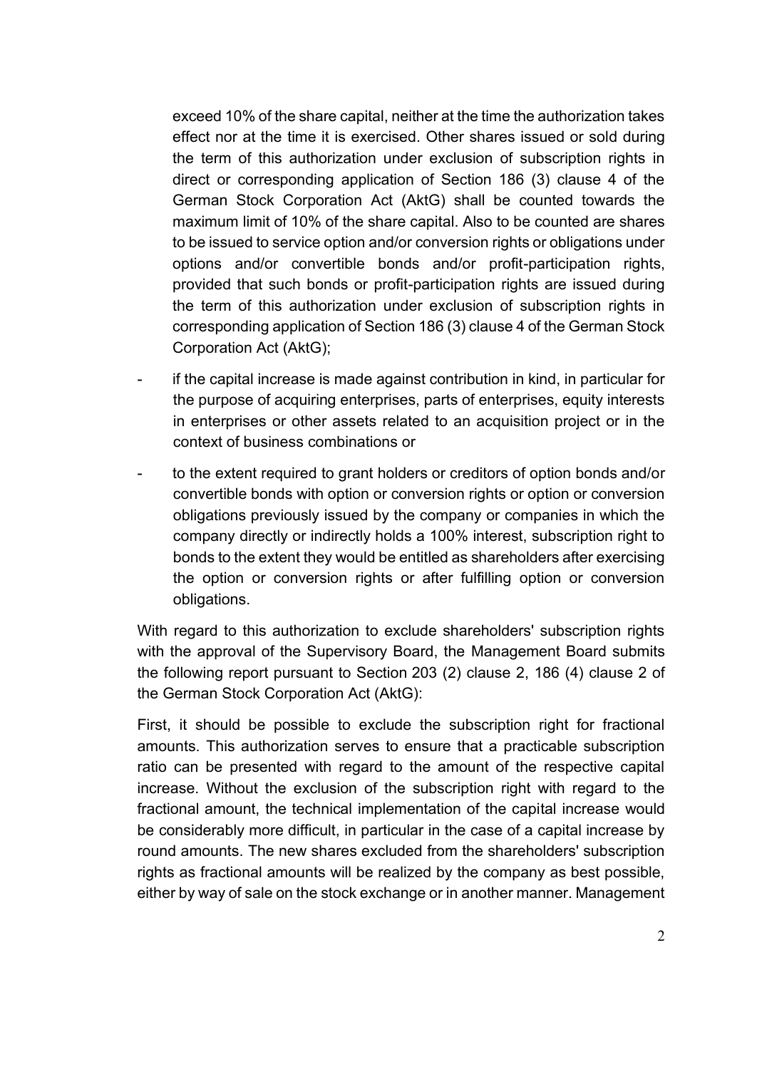exceed 10% of the share capital, neither at the time the authorization takes effect nor at the time it is exercised. Other shares issued or sold during the term of this authorization under exclusion of subscription rights in direct or corresponding application of Section 186 (3) clause 4 of the German Stock Corporation Act (AktG) shall be counted towards the maximum limit of 10% of the share capital. Also to be counted are shares to be issued to service option and/or conversion rights or obligations under options and/or convertible bonds and/or profit-participation rights, provided that such bonds or profit-participation rights are issued during the term of this authorization under exclusion of subscription rights in corresponding application of Section 186 (3) clause 4 of the German Stock Corporation Act (AktG);

- if the capital increase is made against contribution in kind, in particular for the purpose of acquiring enterprises, parts of enterprises, equity interests in enterprises or other assets related to an acquisition project or in the context of business combinations or
- to the extent required to grant holders or creditors of option bonds and/or convertible bonds with option or conversion rights or option or conversion obligations previously issued by the company or companies in which the company directly or indirectly holds a 100% interest, subscription right to bonds to the extent they would be entitled as shareholders after exercising the option or conversion rights or after fulfilling option or conversion obligations.

With regard to this authorization to exclude shareholders' subscription rights with the approval of the Supervisory Board, the Management Board submits the following report pursuant to Section 203 (2) clause 2, 186 (4) clause 2 of the German Stock Corporation Act (AktG):

First, it should be possible to exclude the subscription right for fractional amounts. This authorization serves to ensure that a practicable subscription ratio can be presented with regard to the amount of the respective capital increase. Without the exclusion of the subscription right with regard to the fractional amount, the technical implementation of the capital increase would be considerably more difficult, in particular in the case of a capital increase by round amounts. The new shares excluded from the shareholders' subscription rights as fractional amounts will be realized by the company as best possible, either by way of sale on the stock exchange or in another manner. Management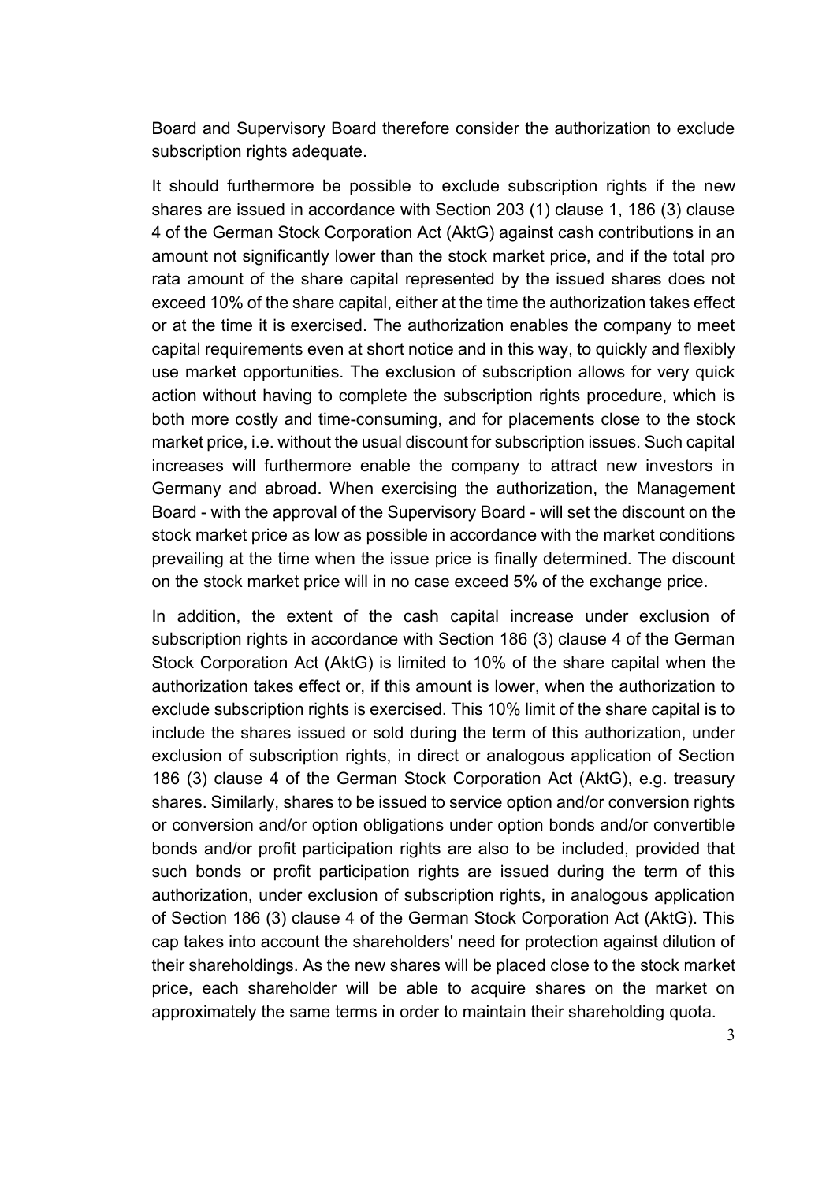Board and Supervisory Board therefore consider the authorization to exclude subscription rights adequate.

It should furthermore be possible to exclude subscription rights if the new shares are issued in accordance with Section 203 (1) clause 1, 186 (3) clause 4 of the German Stock Corporation Act (AktG) against cash contributions in an amount not significantly lower than the stock market price, and if the total pro rata amount of the share capital represented by the issued shares does not exceed 10% of the share capital, either at the time the authorization takes effect or at the time it is exercised. The authorization enables the company to meet capital requirements even at short notice and in this way, to quickly and flexibly use market opportunities. The exclusion of subscription allows for very quick action without having to complete the subscription rights procedure, which is both more costly and time-consuming, and for placements close to the stock market price, i.e. without the usual discount for subscription issues. Such capital increases will furthermore enable the company to attract new investors in Germany and abroad. When exercising the authorization, the Management Board - with the approval of the Supervisory Board - will set the discount on the stock market price as low as possible in accordance with the market conditions prevailing at the time when the issue price is finally determined. The discount on the stock market price will in no case exceed 5% of the exchange price.

In addition, the extent of the cash capital increase under exclusion of subscription rights in accordance with Section 186 (3) clause 4 of the German Stock Corporation Act (AktG) is limited to 10% of the share capital when the authorization takes effect or, if this amount is lower, when the authorization to exclude subscription rights is exercised. This 10% limit of the share capital is to include the shares issued or sold during the term of this authorization, under exclusion of subscription rights, in direct or analogous application of Section 186 (3) clause 4 of the German Stock Corporation Act (AktG), e.g. treasury shares. Similarly, shares to be issued to service option and/or conversion rights or conversion and/or option obligations under option bonds and/or convertible bonds and/or profit participation rights are also to be included, provided that such bonds or profit participation rights are issued during the term of this authorization, under exclusion of subscription rights, in analogous application of Section 186 (3) clause 4 of the German Stock Corporation Act (AktG). This cap takes into account the shareholders' need for protection against dilution of their shareholdings. As the new shares will be placed close to the stock market price, each shareholder will be able to acquire shares on the market on approximately the same terms in order to maintain their shareholding quota.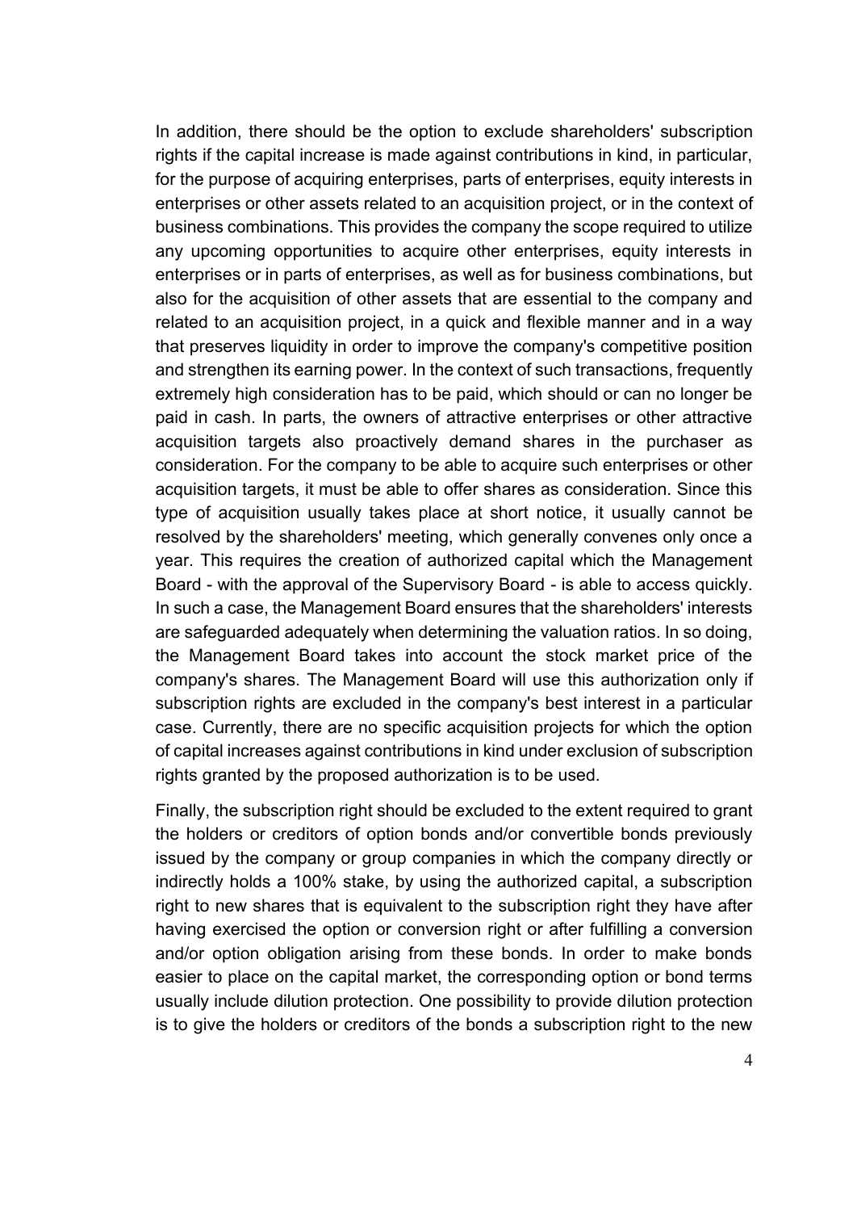In addition, there should be the option to exclude shareholders' subscription rights if the capital increase is made against contributions in kind, in particular, for the purpose of acquiring enterprises, parts of enterprises, equity interests in enterprises or other assets related to an acquisition project, or in the context of business combinations. This provides the company the scope required to utilize any upcoming opportunities to acquire other enterprises, equity interests in enterprises or in parts of enterprises, as well as for business combinations, but also for the acquisition of other assets that are essential to the company and related to an acquisition project, in a quick and flexible manner and in a way that preserves liquidity in order to improve the company's competitive position and strengthen its earning power. In the context of such transactions, frequently extremely high consideration has to be paid, which should or can no longer be paid in cash. In parts, the owners of attractive enterprises or other attractive acquisition targets also proactively demand shares in the purchaser as consideration. For the company to be able to acquire such enterprises or other acquisition targets, it must be able to offer shares as consideration. Since this type of acquisition usually takes place at short notice, it usually cannot be resolved by the shareholders' meeting, which generally convenes only once a year. This requires the creation of authorized capital which the Management Board - with the approval of the Supervisory Board - is able to access quickly. In such a case, the Management Board ensures that the shareholders' interests are safeguarded adequately when determining the valuation ratios. In so doing, the Management Board takes into account the stock market price of the company's shares. The Management Board will use this authorization only if subscription rights are excluded in the company's best interest in a particular case. Currently, there are no specific acquisition projects for which the option of capital increases against contributions in kind under exclusion of subscription rights granted by the proposed authorization is to be used.

Finally, the subscription right should be excluded to the extent required to grant the holders or creditors of option bonds and/or convertible bonds previously issued by the company or group companies in which the company directly or indirectly holds a 100% stake, by using the authorized capital, a subscription right to new shares that is equivalent to the subscription right they have after having exercised the option or conversion right or after fulfilling a conversion and/or option obligation arising from these bonds. In order to make bonds easier to place on the capital market, the corresponding option or bond terms usually include dilution protection. One possibility to provide dilution protection is to give the holders or creditors of the bonds a subscription right to the new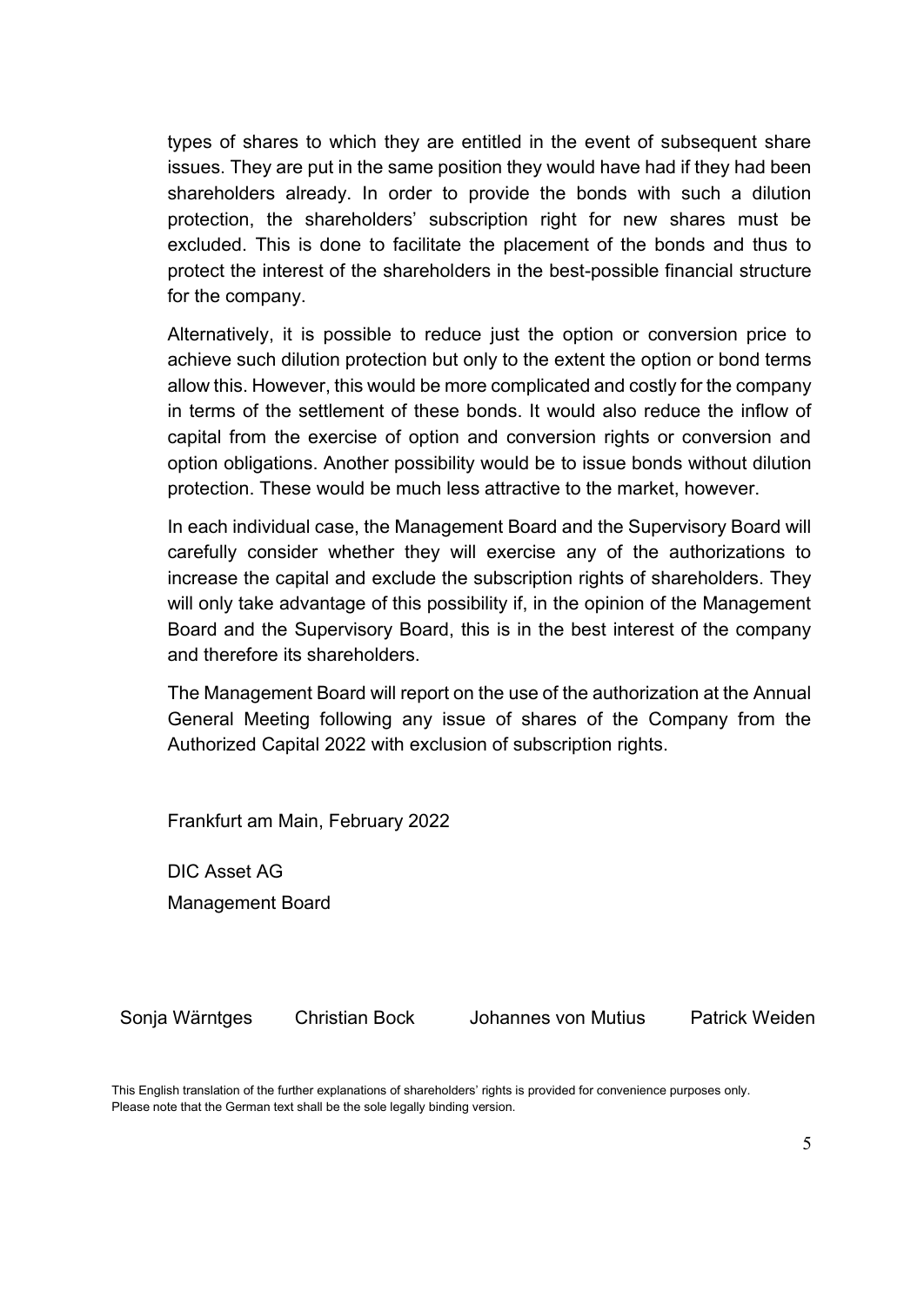types of shares to which they are entitled in the event of subsequent share issues. They are put in the same position they would have had if they had been shareholders already. In order to provide the bonds with such a dilution protection, the shareholders' subscription right for new shares must be excluded. This is done to facilitate the placement of the bonds and thus to protect the interest of the shareholders in the best-possible financial structure for the company.

Alternatively, it is possible to reduce just the option or conversion price to achieve such dilution protection but only to the extent the option or bond terms allow this. However, this would be more complicated and costly for the company in terms of the settlement of these bonds. It would also reduce the inflow of capital from the exercise of option and conversion rights or conversion and option obligations. Another possibility would be to issue bonds without dilution protection. These would be much less attractive to the market, however.

In each individual case, the Management Board and the Supervisory Board will carefully consider whether they will exercise any of the authorizations to increase the capital and exclude the subscription rights of shareholders. They will only take advantage of this possibility if, in the opinion of the Management Board and the Supervisory Board, this is in the best interest of the company and therefore its shareholders.

The Management Board will report on the use of the authorization at the Annual General Meeting following any issue of shares of the Company from the Authorized Capital 2022 with exclusion of subscription rights.

Frankfurt am Main, February 2022

DIC Asset AG
Management Board

Sonja Wärntges        Christian Bock        Johannes von Mutius        Patrick Weiden

This English translation of the further explanations of shareholders' rights is provided for convenience purposes only. Please note that the German text shall be the sole legally binding version.